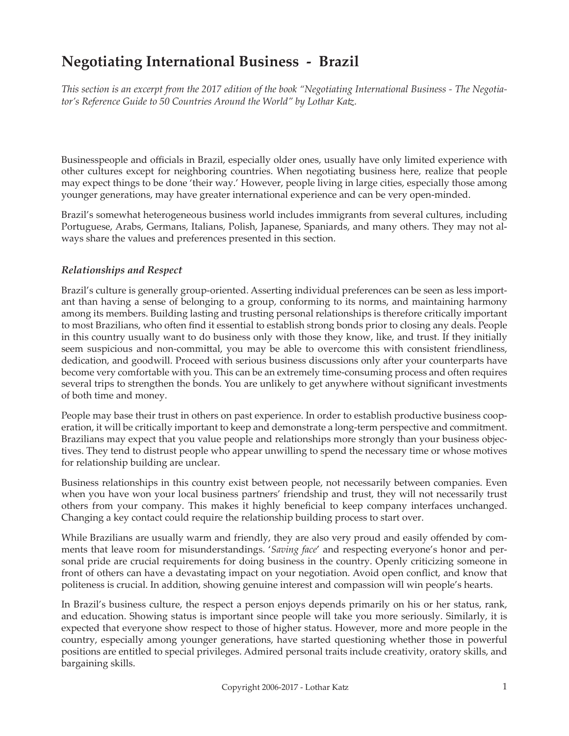# Negotiating International Business - Brazil

*This section is an excerpt from the 2017 edition of the book "Negotiating International Business - The Negotiator's Reference Guide to 50 Countries Around the World" by Lothar Katz.*

Businesspeople and officials in Brazil, especially older ones, usually have only limited experience with other cultures except for neighboring countries. When negotiating business here, realize that people may expect things to be done 'their way.' However, people living in large cities, especially those among younger generations, may have greater international experience and can be very open-minded.

Brazil's somewhat heterogeneous business world includes immigrants from several cultures, including Portuguese, Arabs, Germans, Italians, Polish, Japanese, Spaniards, and many others. They may not always share the values and preferences presented in this section.

## *Relationships and Respect*

Brazil's culture is generally group-oriented. Asserting individual preferences can be seen as less important than having a sense of belonging to a group, conforming to its norms, and maintaining harmony among its members. Building lasting and trusting personal relationships is therefore critically important to most Brazilians, who often find it essential to establish strong bonds prior to closing any deals. People in this country usually want to do business only with those they know, like, and trust. If they initially seem suspicious and non-committal, you may be able to overcome this with consistent friendliness, dedication, and goodwill. Proceed with serious business discussions only after your counterparts have become very comfortable with you. This can be an extremely time-consuming process and often requires several trips to strengthen the bonds. You are unlikely to get anywhere without significant investments of both time and money.

People may base their trust in others on past experience. In order to establish productive business cooperation, it will be critically important to keep and demonstrate a long-term perspective and commitment. Brazilians may expect that you value people and relationships more strongly than your business objectives. They tend to distrust people who appear unwilling to spend the necessary time or whose motives for relationship building are unclear.

Business relationships in this country exist between people, not necessarily between companies. Even when you have won your local business partners' friendship and trust, they will not necessarily trust others from your company. This makes it highly beneficial to keep company interfaces unchanged. Changing a key contact could require the relationship building process to start over.

While Brazilians are usually warm and friendly, they are also very proud and easily offended by comments that leave room for misunderstandings. '*Saving face*' and respecting everyone's honor and personal pride are crucial requirements for doing business in the country. Openly criticizing someone in front of others can have a devastating impact on your negotiation. Avoid open conflict, and know that politeness is crucial. In addition, showing genuine interest and compassion will win people's hearts.

In Brazil's business culture, the respect a person enjoys depends primarily on his or her status, rank, and education. Showing status is important since people will take you more seriously. Similarly, it is expected that everyone show respect to those of higher status. However, more and more people in the country, especially among younger generations, have started questioning whether those in powerful positions are entitled to special privileges. Admired personal traits include creativity, oratory skills, and bargaining skills.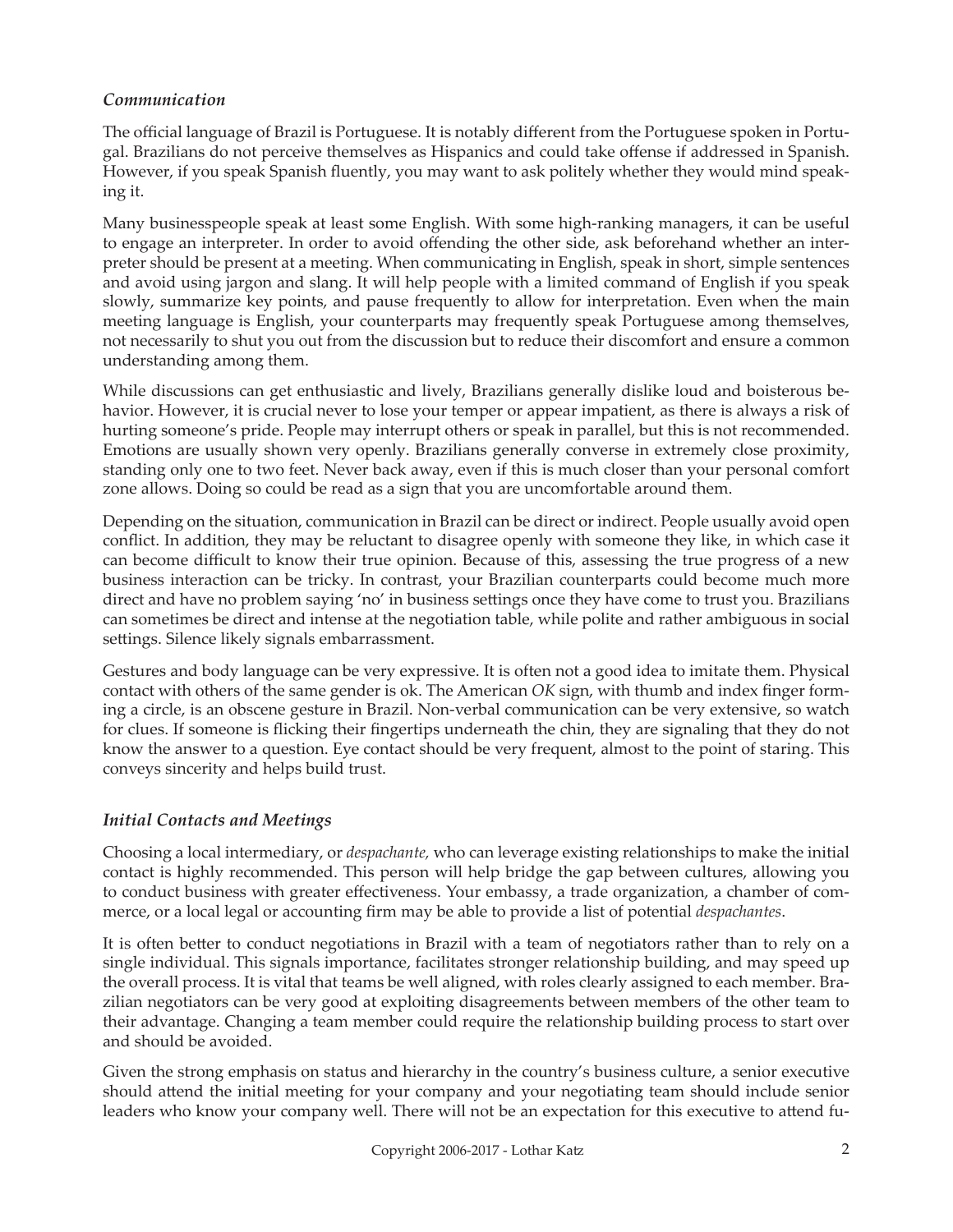### *Communication*

The official language of Brazil is Portuguese. It is notably different from the Portuguese spoken in Portugal. Brazilians do not perceive themselves as Hispanics and could take offense if addressed in Spanish. However, if you speak Spanish fluently, you may want to ask politely whether they would mind speaking it.

Many businesspeople speak at least some English. With some high-ranking managers, it can be useful to engage an interpreter. In order to avoid offending the other side, ask beforehand whether an interpreter should be present at a meeting. When communicating in English, speak in short, simple sentences and avoid using jargon and slang. It will help people with a limited command of English if you speak slowly, summarize key points, and pause frequently to allow for interpretation. Even when the main meeting language is English, your counterparts may frequently speak Portuguese among themselves, not necessarily to shut you out from the discussion but to reduce their discomfort and ensure a common understanding among them.

While discussions can get enthusiastic and lively, Brazilians generally dislike loud and boisterous behavior. However, it is crucial never to lose your temper or appear impatient, as there is always a risk of hurting someone's pride. People may interrupt others or speak in parallel, but this is not recommended. Emotions are usually shown very openly. Brazilians generally converse in extremely close proximity, standing only one to two feet. Never back away, even if this is much closer than your personal comfort zone allows. Doing so could be read as a sign that you are uncomfortable around them.

Depending on the situation, communication in Brazil can be direct or indirect. People usually avoid open conflict. In addition, they may be reluctant to disagree openly with someone they like, in which case it can become difficult to know their true opinion. Because of this, assessing the true progress of a new business interaction can be tricky. In contrast, your Brazilian counterparts could become much more direct and have no problem saying 'no' in business settings once they have come to trust you. Brazilians can sometimes be direct and intense at the negotiation table, while polite and rather ambiguous in social settings. Silence likely signals embarrassment.

Gestures and body language can be very expressive. It is often not a good idea to imitate them. Physical contact with others of the same gender is ok. The American *OK* sign, with thumb and index finger forming a circle, is an obscene gesture in Brazil. Non-verbal communication can be very extensive, so watch for clues. If someone is flicking their fingertips underneath the chin, they are signaling that they do not know the answer to a question. Eye contact should be very frequent, almost to the point of staring. This conveys sincerity and helps build trust.

### *Initial Contacts and Meetings*

Choosing a local intermediary, or *despachante,* who can leverage existing relationships to make the initial contact is highly recommended. This person will help bridge the gap between cultures, allowing you to conduct business with greater effectiveness. Your embassy, a trade organization, a chamber of commerce, or a local legal or accounting firm may be able to provide a list of potential *despachantes*.

It is often better to conduct negotiations in Brazil with a team of negotiators rather than to rely on a single individual. This signals importance, facilitates stronger relationship building, and may speed up the overall process. It is vital that teams be well aligned, with roles clearly assigned to each member. Brazilian negotiators can be very good at exploiting disagreements between members of the other team to their advantage. Changing a team member could require the relationship building process to start over and should be avoided.

Given the strong emphasis on status and hierarchy in the country's business culture, a senior executive should attend the initial meeting for your company and your negotiating team should include senior leaders who know your company well. There will not be an expectation for this executive to attend fu-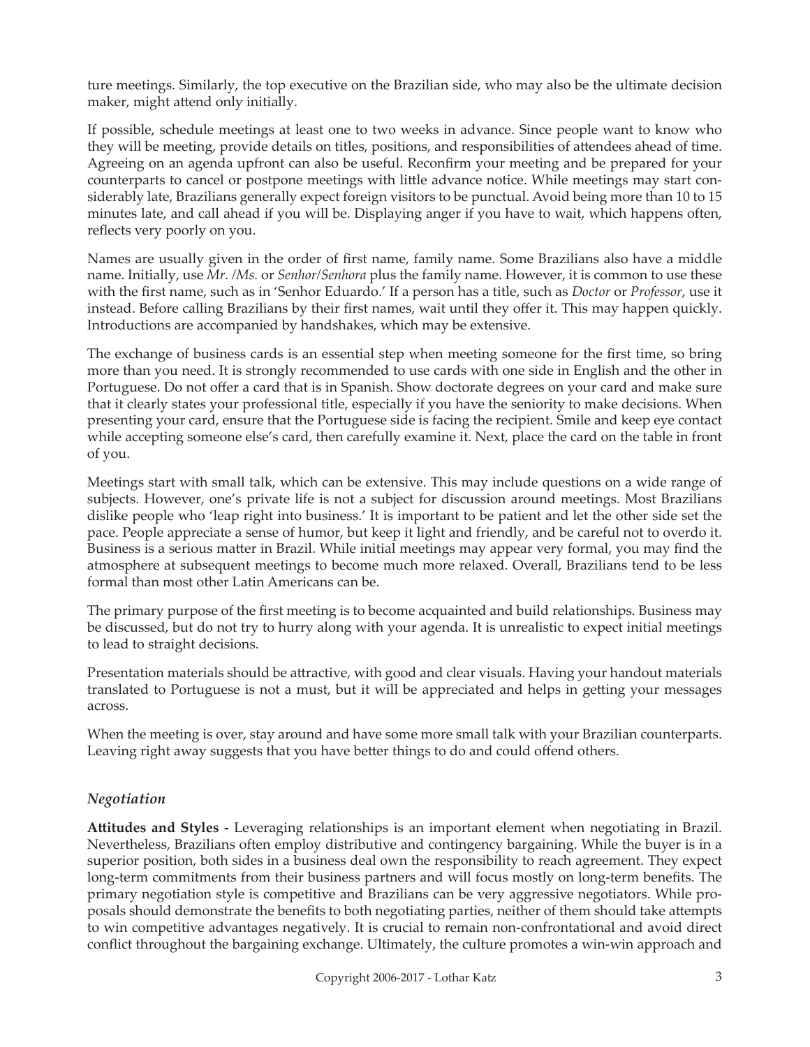ture meetings. Similarly, the top executive on the Brazilian side, who may also be the ultimate decision maker, might attend only initially.

If possible, schedule meetings at least one to two weeks in advance. Since people want to know who they will be meeting, provide details on titles, positions, and responsibilities of attendees ahead of time. Agreeing on an agenda upfront can also be useful. Reconfirm your meeting and be prepared for your counterparts to cancel or postpone meetings with little advance notice. While meetings may start considerably late, Brazilians generally expect foreign visitors to be punctual. Avoid being more than 10 to 15 minutes late, and call ahead if you will be. Displaying anger if you have to wait, which happens often, reflects very poorly on you.

Names are usually given in the order of first name, family name. Some Brazilians also have a middle name. Initially, use *Mr. /Ms.* or *Senhor/Senhora* plus the family name. However, it is common to use these with the first name, such as in 'Senhor Eduardo.' If a person has a title, such as *Doctor* or *Professor*, use it instead. Before calling Brazilians by their first names, wait until they offer it. This may happen quickly. Introductions are accompanied by handshakes, which may be extensive.

The exchange of business cards is an essential step when meeting someone for the first time, so bring more than you need. It is strongly recommended to use cards with one side in English and the other in Portuguese. Do not offer a card that is in Spanish. Show doctorate degrees on your card and make sure that it clearly states your professional title, especially if you have the seniority to make decisions. When presenting your card, ensure that the Portuguese side is facing the recipient. Smile and keep eye contact while accepting someone else's card, then carefully examine it. Next, place the card on the table in front of you.

Meetings start with small talk, which can be extensive. This may include questions on a wide range of subjects. However, one's private life is not a subject for discussion around meetings. Most Brazilians dislike people who 'leap right into business.' It is important to be patient and let the other side set the pace. People appreciate a sense of humor, but keep it light and friendly, and be careful not to overdo it. Business is a serious matter in Brazil. While initial meetings may appear very formal, you may find the atmosphere at subsequent meetings to become much more relaxed. Overall, Brazilians tend to be less formal than most other Latin Americans can be.

The primary purpose of the first meeting is to become acquainted and build relationships. Business may be discussed, but do not try to hurry along with your agenda. It is unrealistic to expect initial meetings to lead to straight decisions.

Presentation materials should be attractive, with good and clear visuals. Having your handout materials translated to Portuguese is not a must, but it will be appreciated and helps in getting your messages across.

When the meeting is over, stay around and have some more small talk with your Brazilian counterparts. Leaving right away suggests that you have better things to do and could offend others.

### *Negotiation*

**Attitudes and Styles -** Leveraging relationships is an important element when negotiating in Brazil. Nevertheless, Brazilians often employ distributive and contingency bargaining. While the buyer is in a superior position, both sides in a business deal own the responsibility to reach agreement. They expect long-term commitments from their business partners and will focus mostly on long-term benefits. The primary negotiation style is competitive and Brazilians can be very aggressive negotiators. While proposals should demonstrate the benefits to both negotiating parties, neither of them should take attempts to win competitive advantages negatively. It is crucial to remain non-confrontational and avoid direct conflict throughout the bargaining exchange. Ultimately, the culture promotes a win-win approach and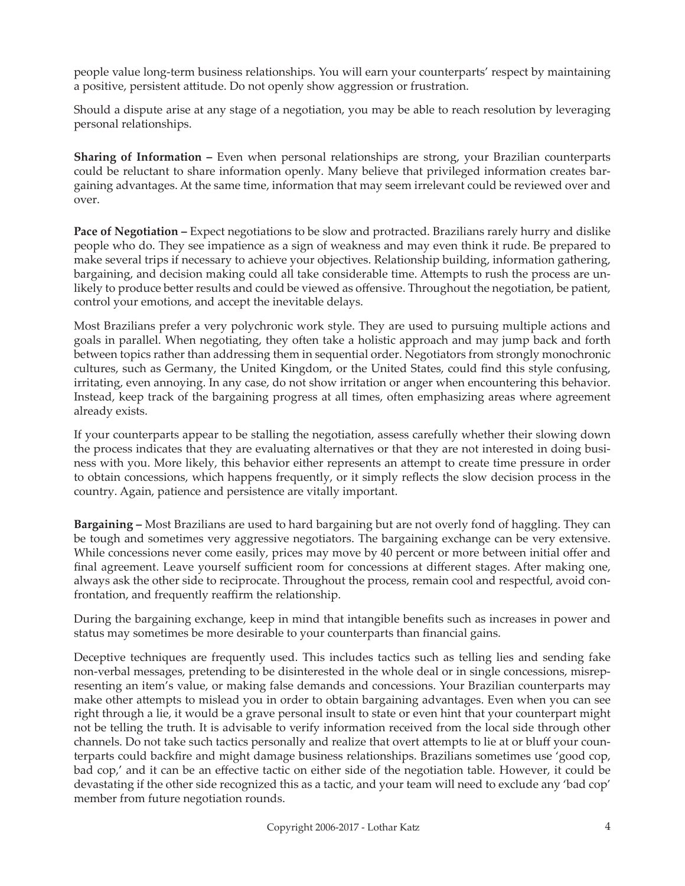people value long-term business relationships. You will earn your counterparts' respect by maintaining a positive, persistent attitude. Do not openly show aggression or frustration.

Should a dispute arise at any stage of a negotiation, you may be able to reach resolution by leveraging personal relationships.

**Sharing of Information –** Even when personal relationships are strong, your Brazilian counterparts could be reluctant to share information openly. Many believe that privileged information creates bargaining advantages. At the same time, information that may seem irrelevant could be reviewed over and over.

**Pace of Negotiation –** Expect negotiations to be slow and protracted. Brazilians rarely hurry and dislike people who do. They see impatience as a sign of weakness and may even think it rude. Be prepared to make several trips if necessary to achieve your objectives. Relationship building, information gathering, bargaining, and decision making could all take considerable time. Attempts to rush the process are unlikely to produce better results and could be viewed as offensive. Throughout the negotiation, be patient, control your emotions, and accept the inevitable delays.

Most Brazilians prefer a very polychronic work style. They are used to pursuing multiple actions and goals in parallel. When negotiating, they often take a holistic approach and may jump back and forth between topics rather than addressing them in sequential order. Negotiators from strongly monochronic cultures, such as Germany, the United Kingdom, or the United States, could find this style confusing, irritating, even annoying. In any case, do not show irritation or anger when encountering this behavior. Instead, keep track of the bargaining progress at all times, often emphasizing areas where agreement already exists.

If your counterparts appear to be stalling the negotiation, assess carefully whether their slowing down the process indicates that they are evaluating alternatives or that they are not interested in doing business with you. More likely, this behavior either represents an attempt to create time pressure in order to obtain concessions, which happens frequently, or it simply reflects the slow decision process in the country. Again, patience and persistence are vitally important.

**Bargaining –** Most Brazilians are used to hard bargaining but are not overly fond of haggling. They can be tough and sometimes very aggressive negotiators. The bargaining exchange can be very extensive. While concessions never come easily, prices may move by 40 percent or more between initial offer and final agreement. Leave yourself sufficient room for concessions at different stages. After making one, always ask the other side to reciprocate. Throughout the process, remain cool and respectful, avoid confrontation, and frequently reaffirm the relationship.

During the bargaining exchange, keep in mind that intangible benefits such as increases in power and status may sometimes be more desirable to your counterparts than financial gains.

Deceptive techniques are frequently used. This includes tactics such as telling lies and sending fake non-verbal messages, pretending to be disinterested in the whole deal or in single concessions, misrepresenting an item's value, or making false demands and concessions. Your Brazilian counterparts may make other attempts to mislead you in order to obtain bargaining advantages. Even when you can see right through a lie, it would be a grave personal insult to state or even hint that your counterpart might not be telling the truth. It is advisable to verify information received from the local side through other channels. Do not take such tactics personally and realize that overt attempts to lie at or bluff your counterparts could backfire and might damage business relationships. Brazilians sometimes use 'good cop, bad cop,' and it can be an effective tactic on either side of the negotiation table. However, it could be devastating if the other side recognized this as a tactic, and your team will need to exclude any 'bad cop' member from future negotiation rounds.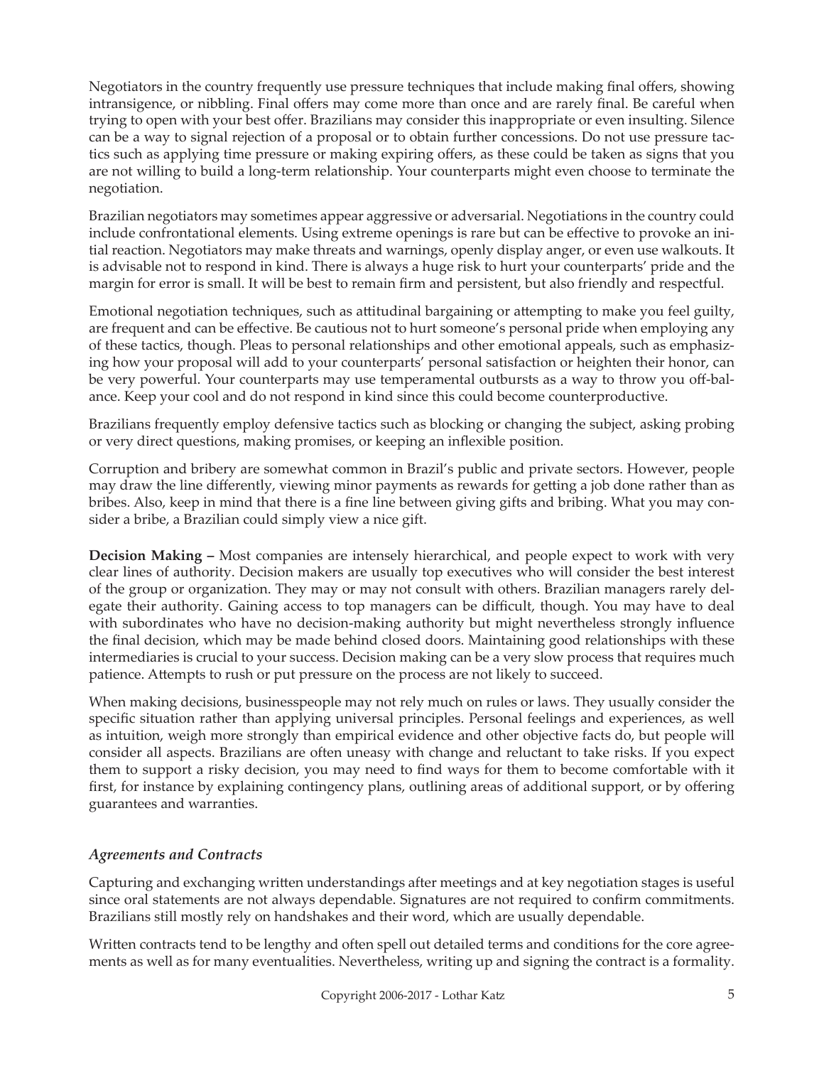Negotiators in the country frequently use pressure techniques that include making final offers, showing intransigence, or nibbling. Final offers may come more than once and are rarely final. Be careful when trying to open with your best offer. Brazilians may consider this inappropriate or even insulting. Silence can be a way to signal rejection of a proposal or to obtain further concessions. Do not use pressure tactics such as applying time pressure or making expiring offers, as these could be taken as signs that you are not willing to build a long-term relationship. Your counterparts might even choose to terminate the negotiation.

Brazilian negotiators may sometimes appear aggressive or adversarial. Negotiations in the country could include confrontational elements. Using extreme openings is rare but can be effective to provoke an initial reaction. Negotiators may make threats and warnings, openly display anger, or even use walkouts. It is advisable not to respond in kind. There is always a huge risk to hurt your counterparts' pride and the margin for error is small. It will be best to remain firm and persistent, but also friendly and respectful.

Emotional negotiation techniques, such as attitudinal bargaining or attempting to make you feel guilty, are frequent and can be effective. Be cautious not to hurt someone's personal pride when employing any of these tactics, though. Pleas to personal relationships and other emotional appeals, such as emphasizing how your proposal will add to your counterparts' personal satisfaction or heighten their honor, can be very powerful. Your counterparts may use temperamental outbursts as a way to throw you off-balance. Keep your cool and do not respond in kind since this could become counterproductive.

Brazilians frequently employ defensive tactics such as blocking or changing the subject, asking probing or very direct questions, making promises, or keeping an inflexible position.

Corruption and bribery are somewhat common in Brazil's public and private sectors. However, people may draw the line differently, viewing minor payments as rewards for getting a job done rather than as bribes. Also, keep in mind that there is a fine line between giving gifts and bribing. What you may consider a bribe, a Brazilian could simply view a nice gift.

**Decision Making –** Most companies are intensely hierarchical, and people expect to work with very clear lines of authority. Decision makers are usually top executives who will consider the best interest of the group or organization. They may or may not consult with others. Brazilian managers rarely delegate their authority. Gaining access to top managers can be difficult, though. You may have to deal with subordinates who have no decision-making authority but might nevertheless strongly influence the final decision, which may be made behind closed doors. Maintaining good relationships with these intermediaries is crucial to your success. Decision making can be a very slow process that requires much patience. Attempts to rush or put pressure on the process are not likely to succeed.

When making decisions, businesspeople may not rely much on rules or laws. They usually consider the specific situation rather than applying universal principles. Personal feelings and experiences, as well as intuition, weigh more strongly than empirical evidence and other objective facts do, but people will consider all aspects. Brazilians are often uneasy with change and reluctant to take risks. If you expect them to support a risky decision, you may need to find ways for them to become comfortable with it first, for instance by explaining contingency plans, outlining areas of additional support, or by offering guarantees and warranties.

### *Agreements and Contracts*

Capturing and exchanging written understandings after meetings and at key negotiation stages is useful since oral statements are not always dependable. Signatures are not required to confirm commitments. Brazilians still mostly rely on handshakes and their word, which are usually dependable.

Written contracts tend to be lengthy and often spell out detailed terms and conditions for the core agreements as well as for many eventualities. Nevertheless, writing up and signing the contract is a formality.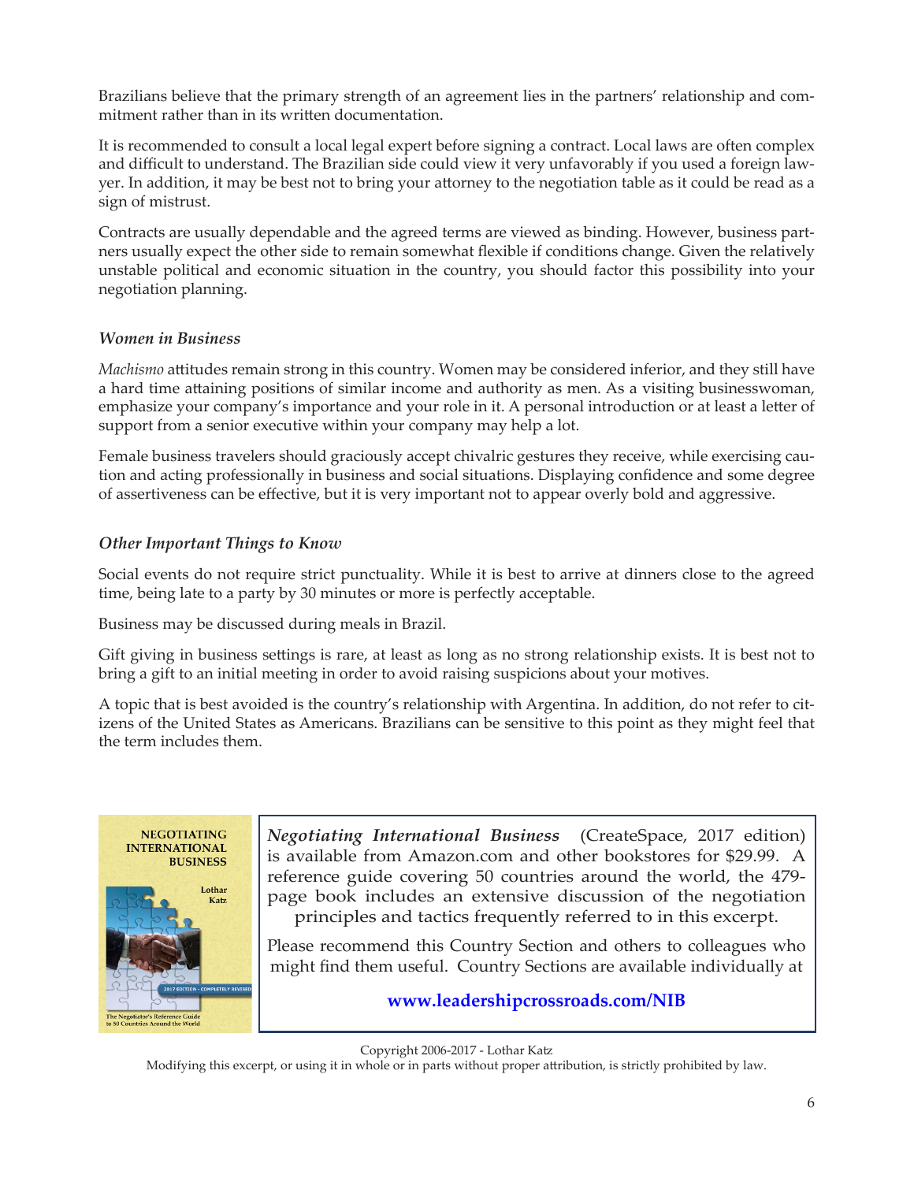Brazilians believe that the primary strength of an agreement lies in the partners' relationship and commitment rather than in its written documentation.

It is recommended to consult a local legal expert before signing a contract. Local laws are often complex and difficult to understand. The Brazilian side could view it very unfavorably if you used a foreign lawyer. In addition, it may be best not to bring your attorney to the negotiation table as it could be read as a sign of mistrust.

Contracts are usually dependable and the agreed terms are viewed as binding. However, business partners usually expect the other side to remain somewhat flexible if conditions change. Given the relatively unstable political and economic situation in the country, you should factor this possibility into your negotiation planning.

### *Women in Business*

*Machismo* attitudes remain strong in this country. Women may be considered inferior, and they still have a hard time attaining positions of similar income and authority as men. As a visiting businesswoman, emphasize your company's importance and your role in it. A personal introduction or at least a letter of support from a senior executive within your company may help a lot.

Female business travelers should graciously accept chivalric gestures they receive, while exercising caution and acting professionally in business and social situations. Displaying confidence and some degree of assertiveness can be effective, but it is very important not to appear overly bold and aggressive.

### *Other Important Things to Know*

Social events do not require strict punctuality. While it is best to arrive at dinners close to the agreed time, being late to a party by 30 minutes or more is perfectly acceptable.

Business may be discussed during meals in Brazil.

Gift giving in business settings is rare, at least as long as no strong relationship exists. It is best not to bring a gift to an initial meeting in order to avoid raising suspicions about your motives.

A topic that is best avoided is the country's relationship with Argentina. In addition, do not refer to citizens of the United States as Americans. Brazilians can be sensitive to this point as they might feel that the term includes them.

NEGOTIATING INTERNATIONAL BUSINESS

Lothar Katz

2017 EDITION - COMPLETELY REVISED

The Negotiator's Reference Guide to 50 Countries Around the World

*Negotiating International Business* (CreateSpace, 2017 edition) is available from Amazon.com and other bookstores for $29.99. A reference guide covering 50 countries around the world, the 479-page book includes an extensive discussion of the negotiation principles and tactics frequently referred to in this excerpt.

Please recommend this Country Section and others to colleagues who might find them useful. Country Sections are available individually at

**www.leadershipcrossroads.com/NIB**

Copyright 2006-2017 - Lothar Katz

Modifying this excerpt, or using it in whole or in parts without proper attribution, is strictly prohibited by law.